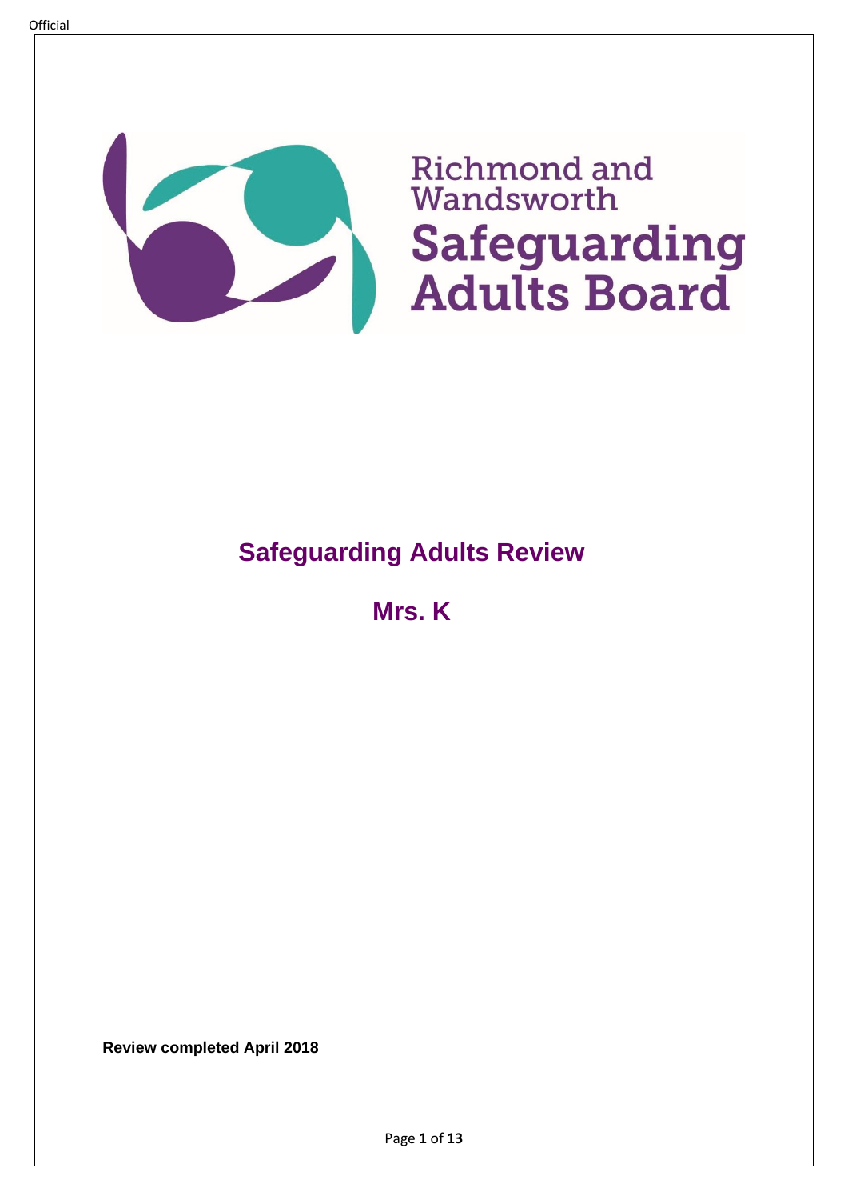Richmond and Wandsworth

**Safeguarding Adults Board**

# Safeguarding Adults Review

## Mrs. K

**Review completed April 2018**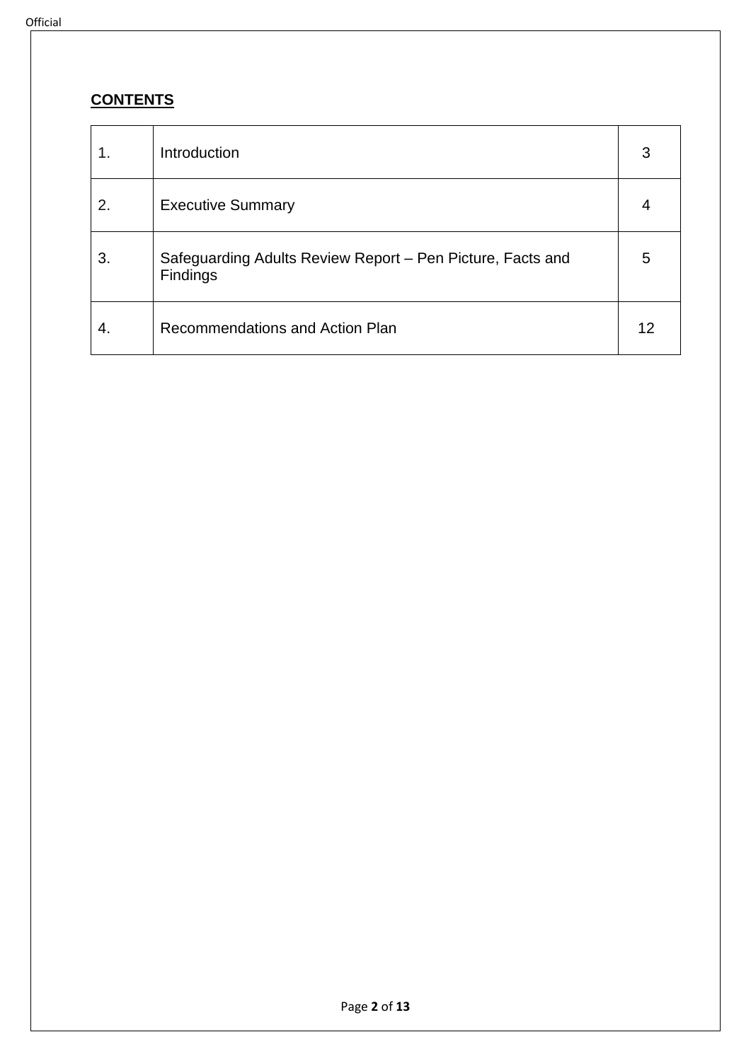## **CONTENTS**

| | | |
|---|---|---|
| 1. | Introduction | 3 |
| 2. | Executive Summary | 4 |
| 3. | Safeguarding Adults Review Report – Pen Picture, Facts and Findings | 5 |
| 4. | Recommendations and Action Plan | 12 |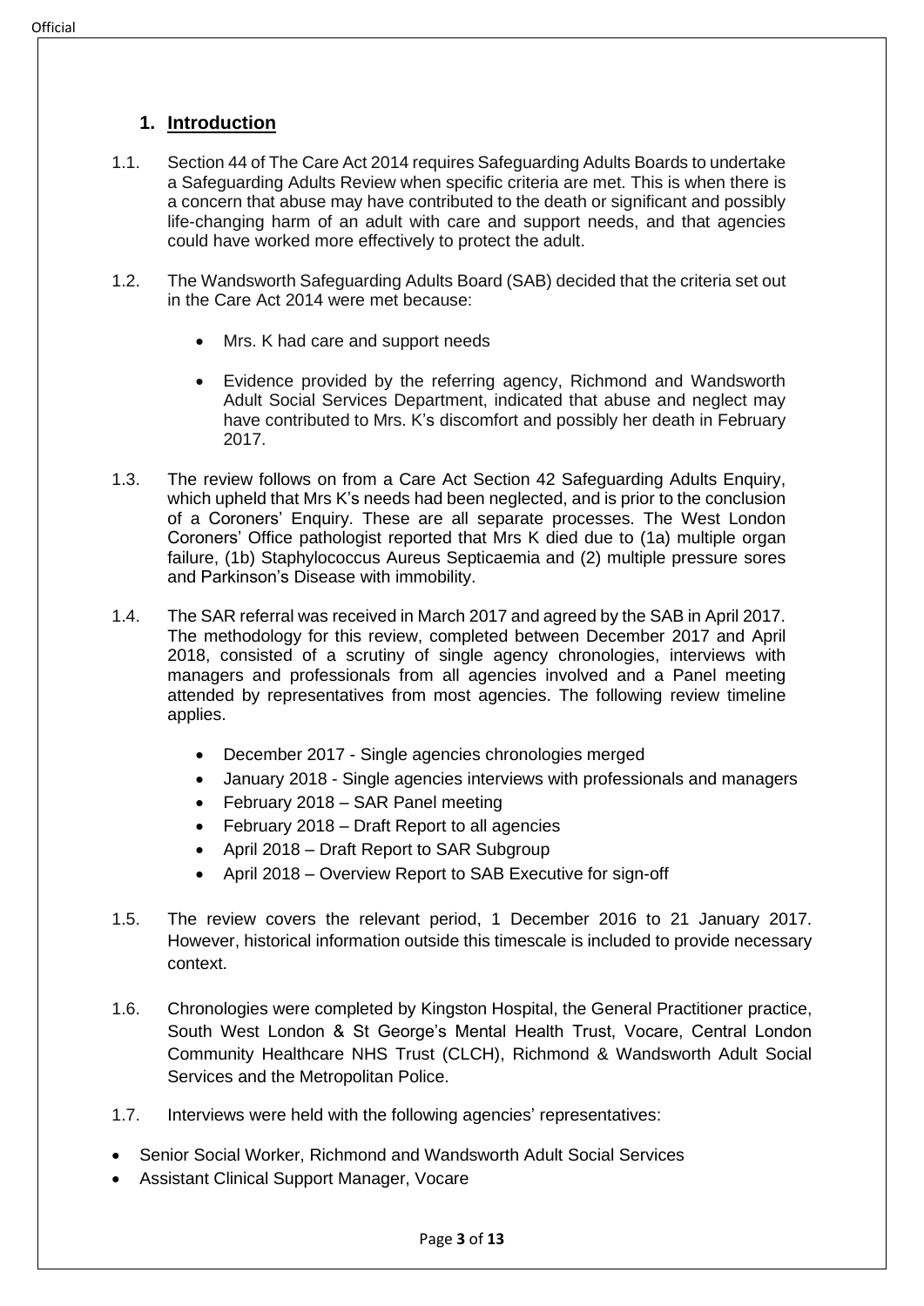## 1. Introduction

1.1. Section 44 of The Care Act 2014 requires Safeguarding Adults Boards to undertake a Safeguarding Adults Review when specific criteria are met. This is when there is a concern that abuse may have contributed to the death or significant and possibly life-changing harm of an adult with care and support needs, and that agencies could have worked more effectively to protect the adult.

1.2. The Wandsworth Safeguarding Adults Board (SAB) decided that the criteria set out in the Care Act 2014 were met because:

- Mrs. K had care and support needs
- Evidence provided by the referring agency, Richmond and Wandsworth Adult Social Services Department, indicated that abuse and neglect may have contributed to Mrs. K's discomfort and possibly her death in February 2017.

1.3. The review follows on from a Care Act Section 42 Safeguarding Adults Enquiry, which upheld that Mrs K's needs had been neglected, and is prior to the conclusion of a Coroners' Enquiry. These are all separate processes. The West London Coroners' Office pathologist reported that Mrs K died due to (1a) multiple organ failure, (1b) Staphylococcus Aureus Septicaemia and (2) multiple pressure sores and Parkinson's Disease with immobility.

1.4. The SAR referral was received in March 2017 and agreed by the SAB in April 2017. The methodology for this review, completed between December 2017 and April 2018, consisted of a scrutiny of single agency chronologies, interviews with managers and professionals from all agencies involved and a Panel meeting attended by representatives from most agencies. The following review timeline applies.

- December 2017 - Single agencies chronologies merged
- January 2018 - Single agencies interviews with professionals and managers
- February 2018 – SAR Panel meeting
- February 2018 – Draft Report to all agencies
- April 2018 – Draft Report to SAR Subgroup
- April 2018 – Overview Report to SAB Executive for sign-off

1.5. The review covers the relevant period, 1 December 2016 to 21 January 2017. However, historical information outside this timescale is included to provide necessary context.

1.6. Chronologies were completed by Kingston Hospital, the General Practitioner practice, South West London & St George's Mental Health Trust, Vocare, Central London Community Healthcare NHS Trust (CLCH), Richmond & Wandsworth Adult Social Services and the Metropolitan Police.

1.7. Interviews were held with the following agencies' representatives:

- Senior Social Worker, Richmond and Wandsworth Adult Social Services
- Assistant Clinical Support Manager, Vocare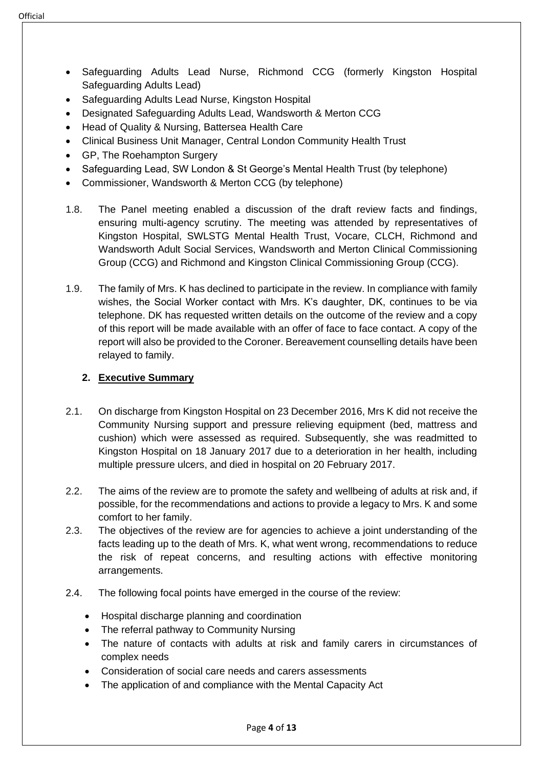- Safeguarding Adults Lead Nurse, Richmond CCG (formerly Kingston Hospital Safeguarding Adults Lead)
- Safeguarding Adults Lead Nurse, Kingston Hospital
- Designated Safeguarding Adults Lead, Wandsworth & Merton CCG
- Head of Quality & Nursing, Battersea Health Care
- Clinical Business Unit Manager, Central London Community Health Trust
- GP, The Roehampton Surgery
- Safeguarding Lead, SW London & St George's Mental Health Trust (by telephone)
- Commissioner, Wandsworth & Merton CCG (by telephone)

1.8. The Panel meeting enabled a discussion of the draft review facts and findings, ensuring multi-agency scrutiny. The meeting was attended by representatives of Kingston Hospital, SWLSTG Mental Health Trust, Vocare, CLCH, Richmond and Wandsworth Adult Social Services, Wandsworth and Merton Clinical Commissioning Group (CCG) and Richmond and Kingston Clinical Commissioning Group (CCG).

1.9. The family of Mrs. K has declined to participate in the review. In compliance with family wishes, the Social Worker contact with Mrs. K's daughter, DK, continues to be via telephone. DK has requested written details on the outcome of the review and a copy of this report will be made available with an offer of face to face contact. A copy of the report will also be provided to the Coroner. Bereavement counselling details have been relayed to family.

## 2. Executive Summary

2.1. On discharge from Kingston Hospital on 23 December 2016, Mrs K did not receive the Community Nursing support and pressure relieving equipment (bed, mattress and cushion) which were assessed as required. Subsequently, she was readmitted to Kingston Hospital on 18 January 2017 due to a deterioration in her health, including multiple pressure ulcers, and died in hospital on 20 February 2017.

2.2. The aims of the review are to promote the safety and wellbeing of adults at risk and, if possible, for the recommendations and actions to provide a legacy to Mrs. K and some comfort to her family.

2.3. The objectives of the review are for agencies to achieve a joint understanding of the facts leading up to the death of Mrs. K, what went wrong, recommendations to reduce the risk of repeat concerns, and resulting actions with effective monitoring arrangements.

2.4. The following focal points have emerged in the course of the review:

- Hospital discharge planning and coordination
- The referral pathway to Community Nursing
- The nature of contacts with adults at risk and family carers in circumstances of complex needs
- Consideration of social care needs and carers assessments
- The application of and compliance with the Mental Capacity Act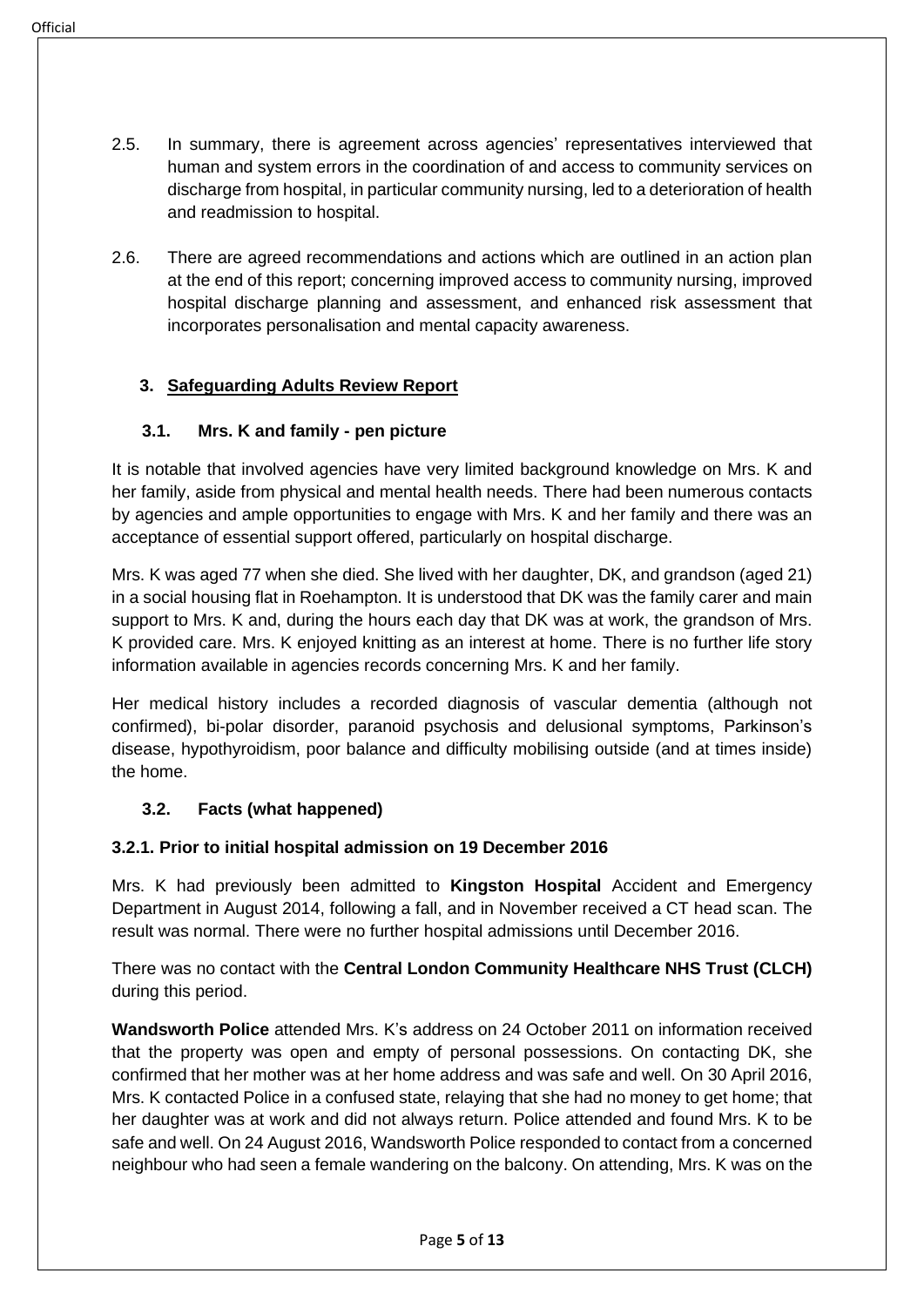2.5. In summary, there is agreement across agencies' representatives interviewed that human and system errors in the coordination of and access to community services on discharge from hospital, in particular community nursing, led to a deterioration of health and readmission to hospital.

2.6. There are agreed recommendations and actions which are outlined in an action plan at the end of this report; concerning improved access to community nursing, improved hospital discharge planning and assessment, and enhanced risk assessment that incorporates personalisation and mental capacity awareness.

## 3. Safeguarding Adults Review Report

### 3.1. Mrs. K and family - pen picture

It is notable that involved agencies have very limited background knowledge on Mrs. K and her family, aside from physical and mental health needs. There had been numerous contacts by agencies and ample opportunities to engage with Mrs. K and her family and there was an acceptance of essential support offered, particularly on hospital discharge.

Mrs. K was aged 77 when she died. She lived with her daughter, DK, and grandson (aged 21) in a social housing flat in Roehampton. It is understood that DK was the family carer and main support to Mrs. K and, during the hours each day that DK was at work, the grandson of Mrs. K provided care. Mrs. K enjoyed knitting as an interest at home. There is no further life story information available in agencies records concerning Mrs. K and her family.

Her medical history includes a recorded diagnosis of vascular dementia (although not confirmed), bi-polar disorder, paranoid psychosis and delusional symptoms, Parkinson's disease, hypothyroidism, poor balance and difficulty mobilising outside (and at times inside) the home.

### 3.2. Facts (what happened)

#### 3.2.1. Prior to initial hospital admission on 19 December 2016

Mrs. K had previously been admitted to **Kingston Hospital** Accident and Emergency Department in August 2014, following a fall, and in November received a CT head scan. The result was normal. There were no further hospital admissions until December 2016.

There was no contact with the **Central London Community Healthcare NHS Trust (CLCH)** during this period.

**Wandsworth Police** attended Mrs. K's address on 24 October 2011 on information received that the property was open and empty of personal possessions. On contacting DK, she confirmed that her mother was at her home address and was safe and well. On 30 April 2016, Mrs. K contacted Police in a confused state, relaying that she had no money to get home; that her daughter was at work and did not always return. Police attended and found Mrs. K to be safe and well. On 24 August 2016, Wandsworth Police responded to contact from a concerned neighbour who had seen a female wandering on the balcony. On attending, Mrs. K was on the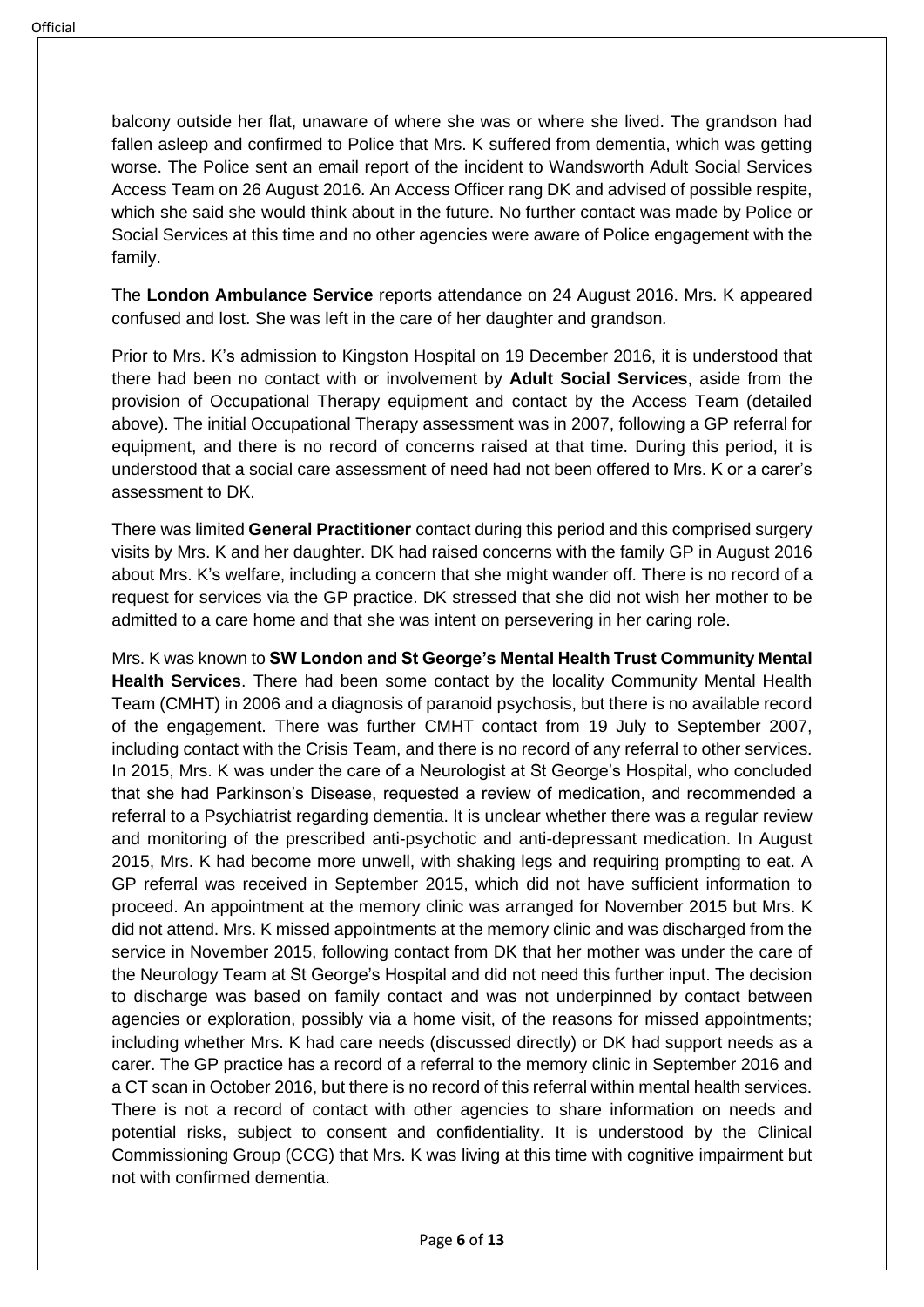balcony outside her flat, unaware of where she was or where she lived. The grandson had fallen asleep and confirmed to Police that Mrs. K suffered from dementia, which was getting worse. The Police sent an email report of the incident to Wandsworth Adult Social Services Access Team on 26 August 2016. An Access Officer rang DK and advised of possible respite, which she said she would think about in the future. No further contact was made by Police or Social Services at this time and no other agencies were aware of Police engagement with the family.

The **London Ambulance Service** reports attendance on 24 August 2016. Mrs. K appeared confused and lost. She was left in the care of her daughter and grandson.

Prior to Mrs. K's admission to Kingston Hospital on 19 December 2016, it is understood that there had been no contact with or involvement by **Adult Social Services**, aside from the provision of Occupational Therapy equipment and contact by the Access Team (detailed above). The initial Occupational Therapy assessment was in 2007, following a GP referral for equipment, and there is no record of concerns raised at that time. During this period, it is understood that a social care assessment of need had not been offered to Mrs. K or a carer's assessment to DK.

There was limited **General Practitioner** contact during this period and this comprised surgery visits by Mrs. K and her daughter. DK had raised concerns with the family GP in August 2016 about Mrs. K's welfare, including a concern that she might wander off. There is no record of a request for services via the GP practice. DK stressed that she did not wish her mother to be admitted to a care home and that she was intent on persevering in her caring role.

Mrs. K was known to **SW London and St George's Mental Health Trust Community Mental Health Services**. There had been some contact by the locality Community Mental Health Team (CMHT) in 2006 and a diagnosis of paranoid psychosis, but there is no available record of the engagement. There was further CMHT contact from 19 July to September 2007, including contact with the Crisis Team, and there is no record of any referral to other services. In 2015, Mrs. K was under the care of a Neurologist at St George's Hospital, who concluded that she had Parkinson's Disease, requested a review of medication, and recommended a referral to a Psychiatrist regarding dementia. It is unclear whether there was a regular review and monitoring of the prescribed anti-psychotic and anti-depressant medication. In August 2015, Mrs. K had become more unwell, with shaking legs and requiring prompting to eat. A GP referral was received in September 2015, which did not have sufficient information to proceed. An appointment at the memory clinic was arranged for November 2015 but Mrs. K did not attend. Mrs. K missed appointments at the memory clinic and was discharged from the service in November 2015, following contact from DK that her mother was under the care of the Neurology Team at St George's Hospital and did not need this further input. The decision to discharge was based on family contact and was not underpinned by contact between agencies or exploration, possibly via a home visit, of the reasons for missed appointments; including whether Mrs. K had care needs (discussed directly) or DK had support needs as a carer. The GP practice has a record of a referral to the memory clinic in September 2016 and a CT scan in October 2016, but there is no record of this referral within mental health services. There is not a record of contact with other agencies to share information on needs and potential risks, subject to consent and confidentiality. It is understood by the Clinical Commissioning Group (CCG) that Mrs. K was living at this time with cognitive impairment but not with confirmed dementia.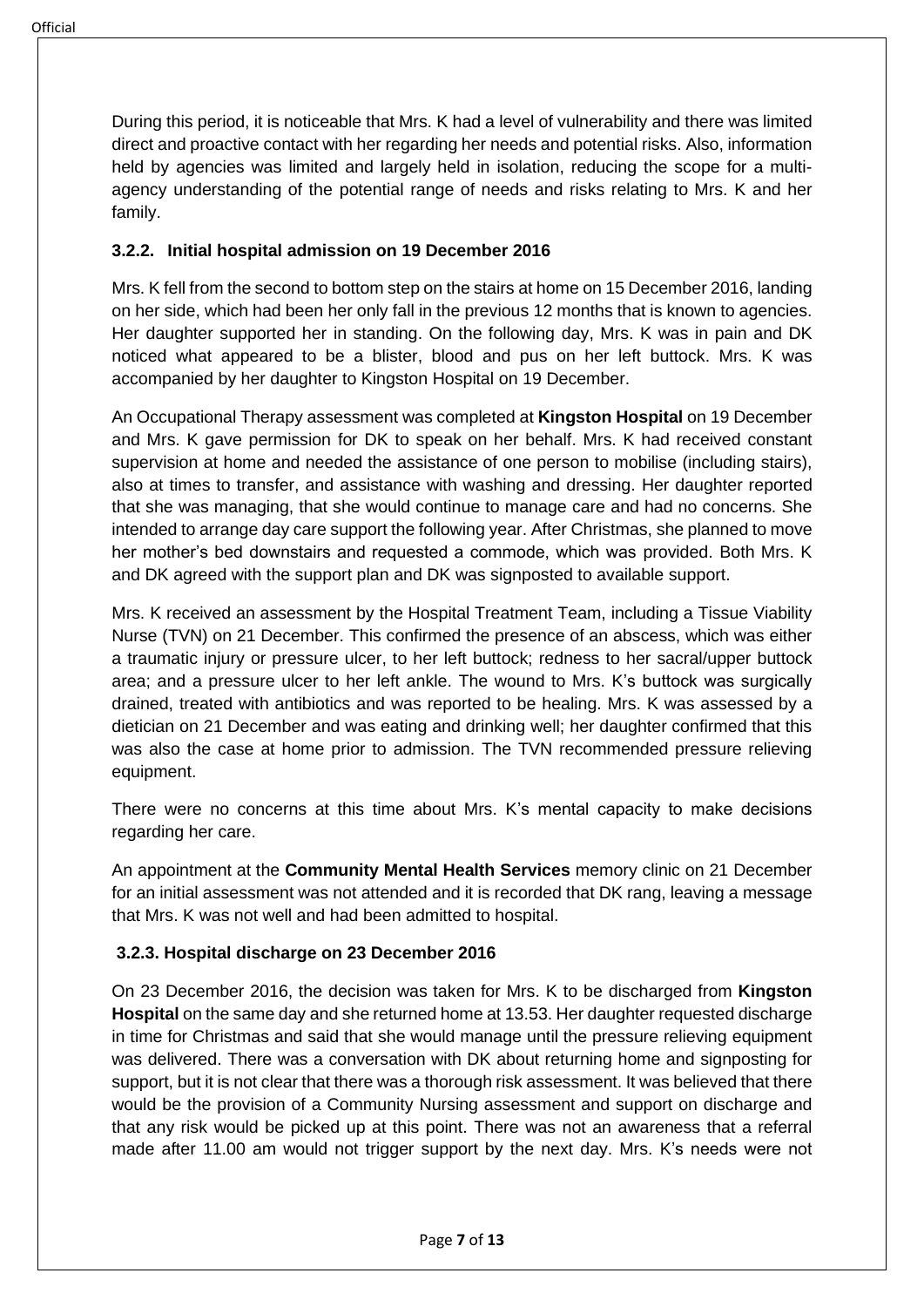During this period, it is noticeable that Mrs. K had a level of vulnerability and there was limited direct and proactive contact with her regarding her needs and potential risks. Also, information held by agencies was limited and largely held in isolation, reducing the scope for a multi-agency understanding of the potential range of needs and risks relating to Mrs. K and her family.

### 3.2.2. Initial hospital admission on 19 December 2016

Mrs. K fell from the second to bottom step on the stairs at home on 15 December 2016, landing on her side, which had been her only fall in the previous 12 months that is known to agencies. Her daughter supported her in standing. On the following day, Mrs. K was in pain and DK noticed what appeared to be a blister, blood and pus on her left buttock. Mrs. K was accompanied by her daughter to Kingston Hospital on 19 December.

An Occupational Therapy assessment was completed at **Kingston Hospital** on 19 December and Mrs. K gave permission for DK to speak on her behalf. Mrs. K had received constant supervision at home and needed the assistance of one person to mobilise (including stairs), also at times to transfer, and assistance with washing and dressing. Her daughter reported that she was managing, that she would continue to manage care and had no concerns. She intended to arrange day care support the following year. After Christmas, she planned to move her mother's bed downstairs and requested a commode, which was provided. Both Mrs. K and DK agreed with the support plan and DK was signposted to available support.

Mrs. K received an assessment by the Hospital Treatment Team, including a Tissue Viability Nurse (TVN) on 21 December. This confirmed the presence of an abscess, which was either a traumatic injury or pressure ulcer, to her left buttock; redness to her sacral/upper buttock area; and a pressure ulcer to her left ankle. The wound to Mrs. K's buttock was surgically drained, treated with antibiotics and was reported to be healing. Mrs. K was assessed by a dietician on 21 December and was eating and drinking well; her daughter confirmed that this was also the case at home prior to admission. The TVN recommended pressure relieving equipment.

There were no concerns at this time about Mrs. K's mental capacity to make decisions regarding her care.

An appointment at the **Community Mental Health Services** memory clinic on 21 December for an initial assessment was not attended and it is recorded that DK rang, leaving a message that Mrs. K was not well and had been admitted to hospital.

### 3.2.3. Hospital discharge on 23 December 2016

On 23 December 2016, the decision was taken for Mrs. K to be discharged from **Kingston Hospital** on the same day and she returned home at 13.53. Her daughter requested discharge in time for Christmas and said that she would manage until the pressure relieving equipment was delivered. There was a conversation with DK about returning home and signposting for support, but it is not clear that there was a thorough risk assessment. It was believed that there would be the provision of a Community Nursing assessment and support on discharge and that any risk would be picked up at this point. There was not an awareness that a referral made after 11.00 am would not trigger support by the next day. Mrs. K's needs were not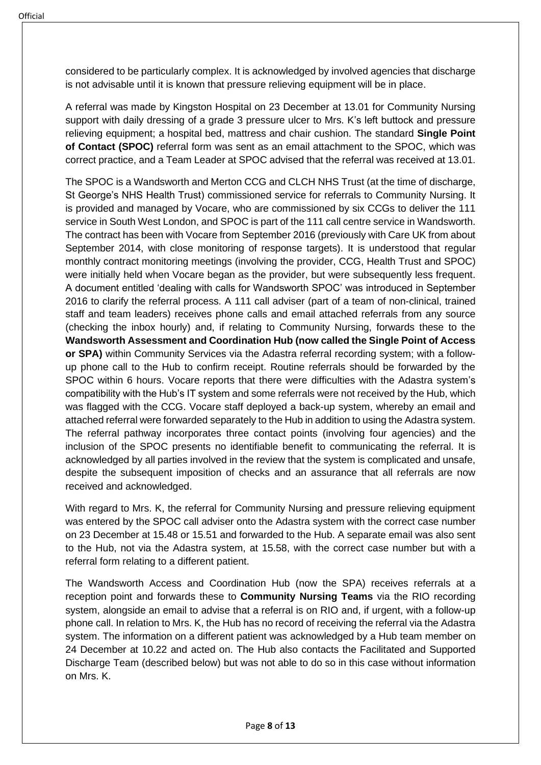considered to be particularly complex. It is acknowledged by involved agencies that discharge is not advisable until it is known that pressure relieving equipment will be in place.

A referral was made by Kingston Hospital on 23 December at 13.01 for Community Nursing support with daily dressing of a grade 3 pressure ulcer to Mrs. K's left buttock and pressure relieving equipment; a hospital bed, mattress and chair cushion. The standard **Single Point of Contact (SPOC)** referral form was sent as an email attachment to the SPOC, which was correct practice, and a Team Leader at SPOC advised that the referral was received at 13.01.

The SPOC is a Wandsworth and Merton CCG and CLCH NHS Trust (at the time of discharge, St George's NHS Health Trust) commissioned service for referrals to Community Nursing. It is provided and managed by Vocare, who are commissioned by six CCGs to deliver the 111 service in South West London, and SPOC is part of the 111 call centre service in Wandsworth. The contract has been with Vocare from September 2016 (previously with Care UK from about September 2014, with close monitoring of response targets). It is understood that regular monthly contract monitoring meetings (involving the provider, CCG, Health Trust and SPOC) were initially held when Vocare began as the provider, but were subsequently less frequent. A document entitled 'dealing with calls for Wandsworth SPOC' was introduced in September 2016 to clarify the referral process. A 111 call adviser (part of a team of non-clinical, trained staff and team leaders) receives phone calls and email attached referrals from any source (checking the inbox hourly) and, if relating to Community Nursing, forwards these to the **Wandsworth Assessment and Coordination Hub (now called the Single Point of Access or SPA)** within Community Services via the Adastra referral recording system; with a follow-up phone call to the Hub to confirm receipt. Routine referrals should be forwarded by the SPOC within 6 hours. Vocare reports that there were difficulties with the Adastra system's compatibility with the Hub's IT system and some referrals were not received by the Hub, which was flagged with the CCG. Vocare staff deployed a back-up system, whereby an email and attached referral were forwarded separately to the Hub in addition to using the Adastra system. The referral pathway incorporates three contact points (involving four agencies) and the inclusion of the SPOC presents no identifiable benefit to communicating the referral. It is acknowledged by all parties involved in the review that the system is complicated and unsafe, despite the subsequent imposition of checks and an assurance that all referrals are now received and acknowledged.

With regard to Mrs. K, the referral for Community Nursing and pressure relieving equipment was entered by the SPOC call adviser onto the Adastra system with the correct case number on 23 December at 15.48 or 15.51 and forwarded to the Hub. A separate email was also sent to the Hub, not via the Adastra system, at 15.58, with the correct case number but with a referral form relating to a different patient.

The Wandsworth Access and Coordination Hub (now the SPA) receives referrals at a reception point and forwards these to **Community Nursing Teams** via the RIO recording system, alongside an email to advise that a referral is on RIO and, if urgent, with a follow-up phone call. In relation to Mrs. K, the Hub has no record of receiving the referral via the Adastra system. The information on a different patient was acknowledged by a Hub team member on 24 December at 10.22 and acted on. The Hub also contacts the Facilitated and Supported Discharge Team (described below) but was not able to do so in this case without information on Mrs. K.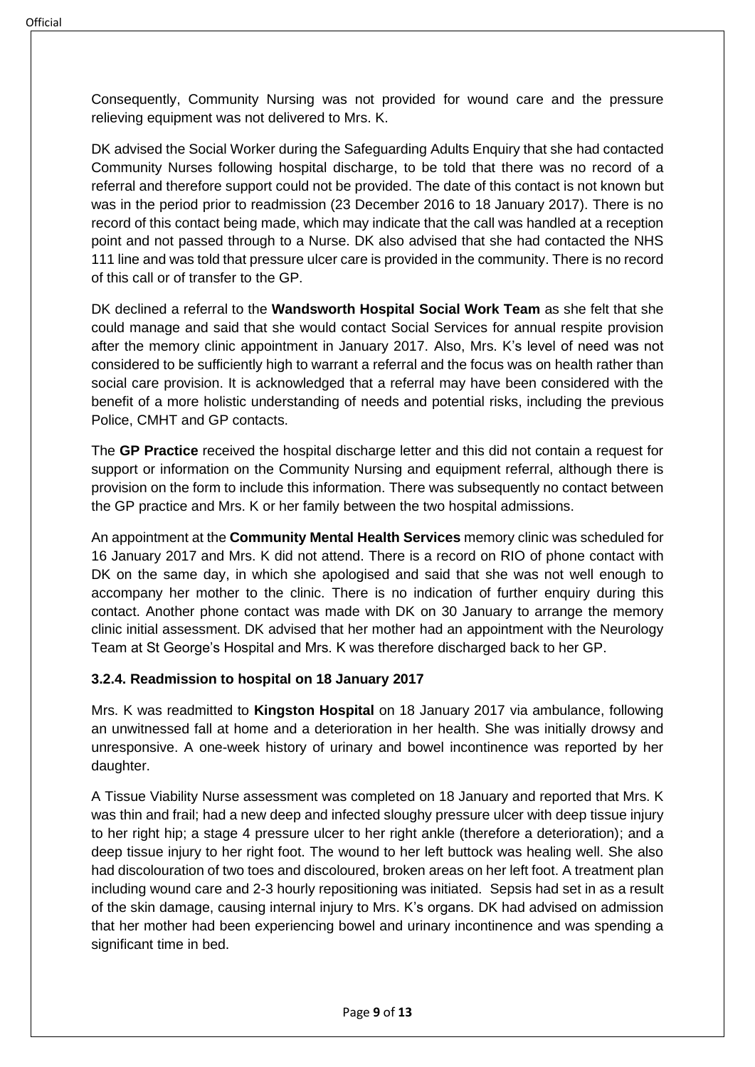Consequently, Community Nursing was not provided for wound care and the pressure relieving equipment was not delivered to Mrs. K.

DK advised the Social Worker during the Safeguarding Adults Enquiry that she had contacted Community Nurses following hospital discharge, to be told that there was no record of a referral and therefore support could not be provided. The date of this contact is not known but was in the period prior to readmission (23 December 2016 to 18 January 2017). There is no record of this contact being made, which may indicate that the call was handled at a reception point and not passed through to a Nurse. DK also advised that she had contacted the NHS 111 line and was told that pressure ulcer care is provided in the community. There is no record of this call or of transfer to the GP.

DK declined a referral to the **Wandsworth Hospital Social Work Team** as she felt that she could manage and said that she would contact Social Services for annual respite provision after the memory clinic appointment in January 2017. Also, Mrs. K's level of need was not considered to be sufficiently high to warrant a referral and the focus was on health rather than social care provision. It is acknowledged that a referral may have been considered with the benefit of a more holistic understanding of needs and potential risks, including the previous Police, CMHT and GP contacts.

The **GP Practice** received the hospital discharge letter and this did not contain a request for support or information on the Community Nursing and equipment referral, although there is provision on the form to include this information. There was subsequently no contact between the GP practice and Mrs. K or her family between the two hospital admissions.

An appointment at the **Community Mental Health Services** memory clinic was scheduled for 16 January 2017 and Mrs. K did not attend. There is a record on RIO of phone contact with DK on the same day, in which she apologised and said that she was not well enough to accompany her mother to the clinic. There is no indication of further enquiry during this contact. Another phone contact was made with DK on 30 January to arrange the memory clinic initial assessment. DK advised that her mother had an appointment with the Neurology Team at St George's Hospital and Mrs. K was therefore discharged back to her GP.

### 3.2.4. Readmission to hospital on 18 January 2017

Mrs. K was readmitted to **Kingston Hospital** on 18 January 2017 via ambulance, following an unwitnessed fall at home and a deterioration in her health. She was initially drowsy and unresponsive. A one-week history of urinary and bowel incontinence was reported by her daughter.

A Tissue Viability Nurse assessment was completed on 18 January and reported that Mrs. K was thin and frail; had a new deep and infected sloughy pressure ulcer with deep tissue injury to her right hip; a stage 4 pressure ulcer to her right ankle (therefore a deterioration); and a deep tissue injury to her right foot. The wound to her left buttock was healing well. She also had discolouration of two toes and discoloured, broken areas on her left foot. A treatment plan including wound care and 2-3 hourly repositioning was initiated. Sepsis had set in as a result of the skin damage, causing internal injury to Mrs. K's organs. DK had advised on admission that her mother had been experiencing bowel and urinary incontinence and was spending a significant time in bed.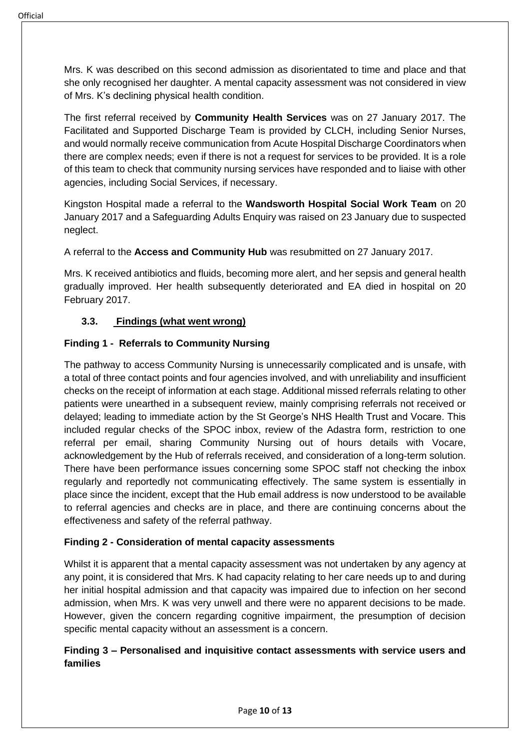Mrs. K was described on this second admission as disorientated to time and place and that she only recognised her daughter. A mental capacity assessment was not considered in view of Mrs. K's declining physical health condition.

The first referral received by **Community Health Services** was on 27 January 2017. The Facilitated and Supported Discharge Team is provided by CLCH, including Senior Nurses, and would normally receive communication from Acute Hospital Discharge Coordinators when there are complex needs; even if there is not a request for services to be provided. It is a role of this team to check that community nursing services have responded and to liaise with other agencies, including Social Services, if necessary.

Kingston Hospital made a referral to the **Wandsworth Hospital Social Work Team** on 20 January 2017 and a Safeguarding Adults Enquiry was raised on 23 January due to suspected neglect.

A referral to the **Access and Community Hub** was resubmitted on 27 January 2017.

Mrs. K received antibiotics and fluids, becoming more alert, and her sepsis and general health gradually improved. Her health subsequently deteriorated and EA died in hospital on 20 February 2017.

### 3.3. Findings (what went wrong)

**Finding 1 - Referrals to Community Nursing**

The pathway to access Community Nursing is unnecessarily complicated and is unsafe, with a total of three contact points and four agencies involved, and with unreliability and insufficient checks on the receipt of information at each stage. Additional missed referrals relating to other patients were unearthed in a subsequent review, mainly comprising referrals not received or delayed; leading to immediate action by the St George's NHS Health Trust and Vocare. This included regular checks of the SPOC inbox, review of the Adastra form, restriction to one referral per email, sharing Community Nursing out of hours details with Vocare, acknowledgement by the Hub of referrals received, and consideration of a long-term solution. There have been performance issues concerning some SPOC staff not checking the inbox regularly and reportedly not communicating effectively. The same system is essentially in place since the incident, except that the Hub email address is now understood to be available to referral agencies and checks are in place, and there are continuing concerns about the effectiveness and safety of the referral pathway.

**Finding 2 - Consideration of mental capacity assessments**

Whilst it is apparent that a mental capacity assessment was not undertaken by any agency at any point, it is considered that Mrs. K had capacity relating to her care needs up to and during her initial hospital admission and that capacity was impaired due to infection on her second admission, when Mrs. K was very unwell and there were no apparent decisions to be made. However, given the concern regarding cognitive impairment, the presumption of decision specific mental capacity without an assessment is a concern.

**Finding 3 – Personalised and inquisitive contact assessments with service users and families**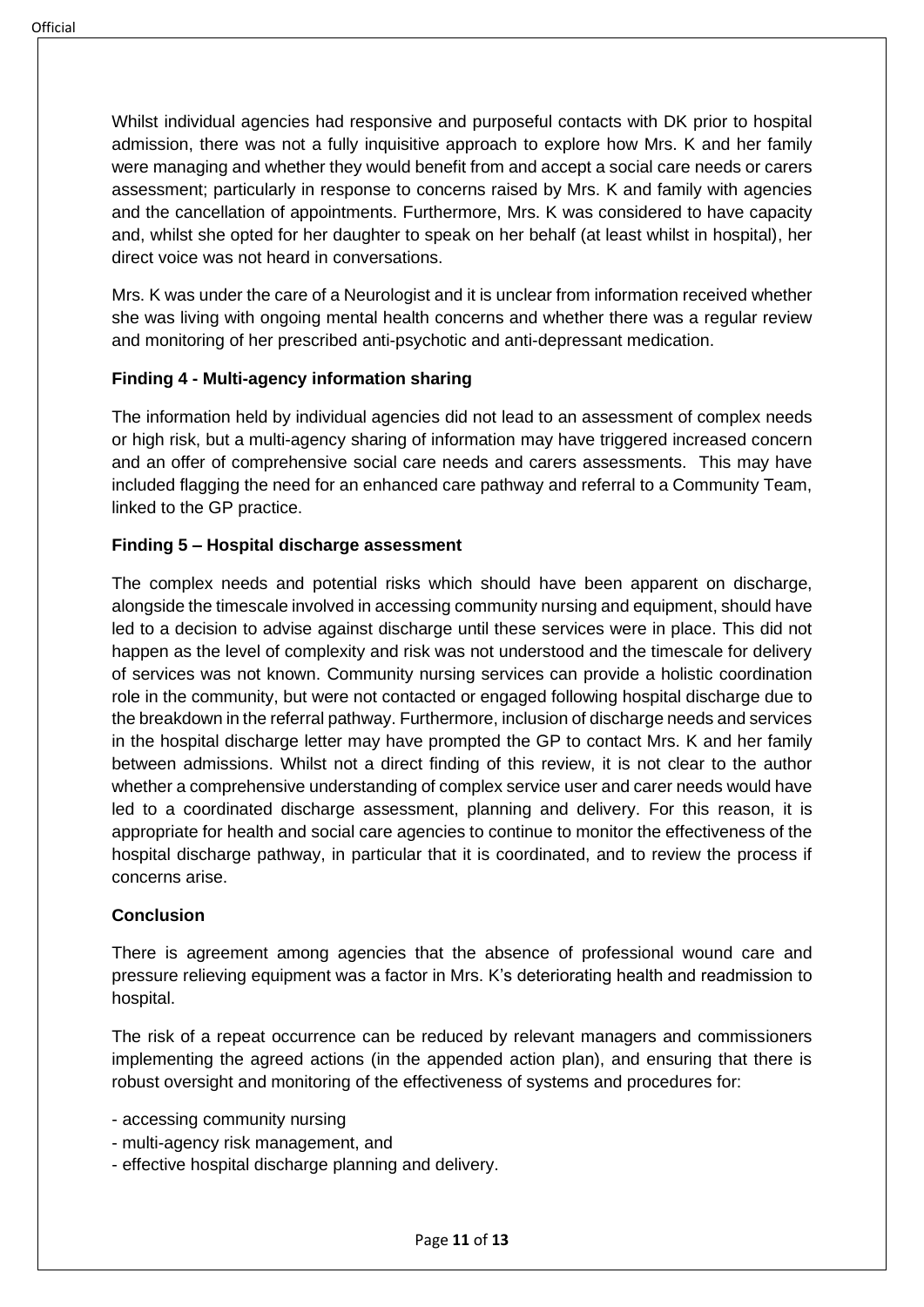Whilst individual agencies had responsive and purposeful contacts with DK prior to hospital admission, there was not a fully inquisitive approach to explore how Mrs. K and her family were managing and whether they would benefit from and accept a social care needs or carers assessment; particularly in response to concerns raised by Mrs. K and family with agencies and the cancellation of appointments. Furthermore, Mrs. K was considered to have capacity and, whilst she opted for her daughter to speak on her behalf (at least whilst in hospital), her direct voice was not heard in conversations.

Mrs. K was under the care of a Neurologist and it is unclear from information received whether she was living with ongoing mental health concerns and whether there was a regular review and monitoring of her prescribed anti-psychotic and anti-depressant medication.

**Finding 4 - Multi-agency information sharing**

The information held by individual agencies did not lead to an assessment of complex needs or high risk, but a multi-agency sharing of information may have triggered increased concern and an offer of comprehensive social care needs and carers assessments. This may have included flagging the need for an enhanced care pathway and referral to a Community Team, linked to the GP practice.

**Finding 5 – Hospital discharge assessment**

The complex needs and potential risks which should have been apparent on discharge, alongside the timescale involved in accessing community nursing and equipment, should have led to a decision to advise against discharge until these services were in place. This did not happen as the level of complexity and risk was not understood and the timescale for delivery of services was not known. Community nursing services can provide a holistic coordination role in the community, but were not contacted or engaged following hospital discharge due to the breakdown in the referral pathway. Furthermore, inclusion of discharge needs and services in the hospital discharge letter may have prompted the GP to contact Mrs. K and her family between admissions. Whilst not a direct finding of this review, it is not clear to the author whether a comprehensive understanding of complex service user and carer needs would have led to a coordinated discharge assessment, planning and delivery. For this reason, it is appropriate for health and social care agencies to continue to monitor the effectiveness of the hospital discharge pathway, in particular that it is coordinated, and to review the process if concerns arise.

**Conclusion**

There is agreement among agencies that the absence of professional wound care and pressure relieving equipment was a factor in Mrs. K's deteriorating health and readmission to hospital.

The risk of a repeat occurrence can be reduced by relevant managers and commissioners implementing the agreed actions (in the appended action plan), and ensuring that there is robust oversight and monitoring of the effectiveness of systems and procedures for:

- accessing community nursing
- multi-agency risk management, and
- effective hospital discharge planning and delivery.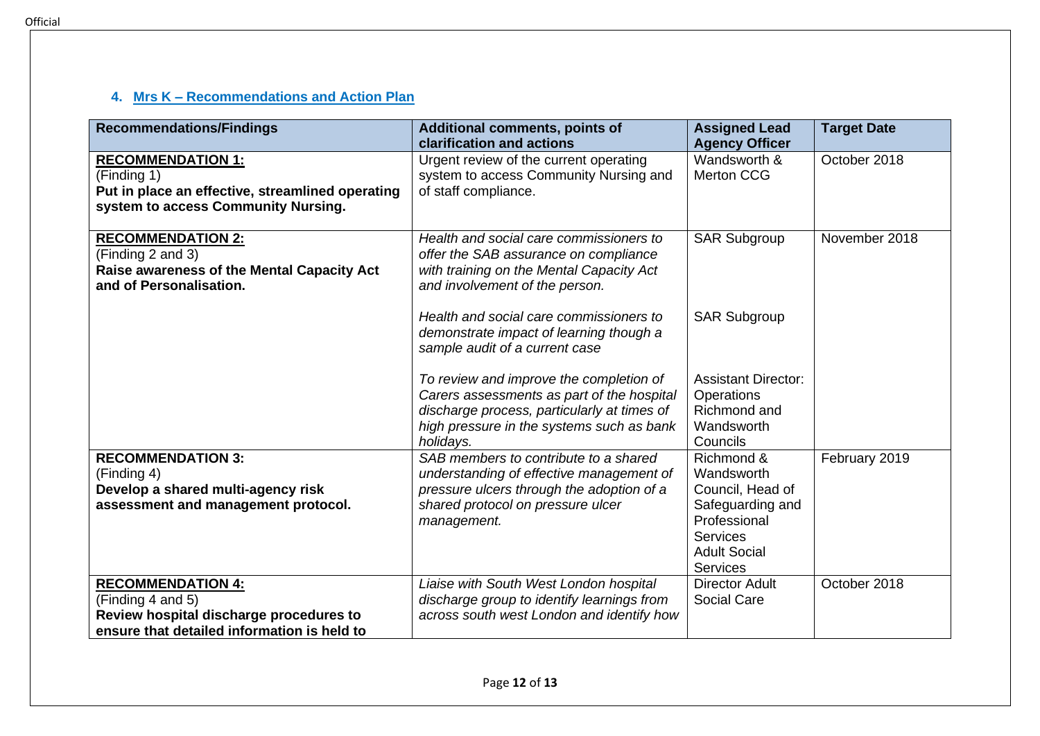## 4. Mrs K – Recommendations and Action Plan

| Recommendations/Findings | Additional comments, points of clarification and actions | Assigned Lead Agency Officer | Target Date |
|---|---|---|---|
| **RECOMMENDATION 1:**<br>(Finding 1)<br>**Put in place an effective, streamlined operating system to access Community Nursing.** | Urgent review of the current operating system to access Community Nursing and of staff compliance. | Wandsworth & Merton CCG | October 2018 |
| **RECOMMENDATION 2:**<br>(Finding 2 and 3)<br>**Raise awareness of the Mental Capacity Act and of Personalisation.** | *Health and social care commissioners to offer the SAB assurance on compliance with training on the Mental Capacity Act and involvement of the person.* | SAR Subgroup | November 2018 |
| | *Health and social care commissioners to demonstrate impact of learning though a sample audit of a current case* | SAR Subgroup | |
| | *To review and improve the completion of Carers assessments as part of the hospital discharge process, particularly at times of high pressure in the systems such as bank holidays.* | Assistant Director: Operations Richmond and Wandsworth Councils | |
| **RECOMMENDATION 3:**<br>(Finding 4)<br>**Develop a shared multi-agency risk assessment and management protocol.** | *SAB members to contribute to a shared understanding of effective management of pressure ulcers through the adoption of a shared protocol on pressure ulcer management.* | Richmond & Wandsworth Council, Head of Safeguarding and Professional Services Adult Social Services | February 2019 |
| **RECOMMENDATION 4:**<br>(Finding 4 and 5)<br>**Review hospital discharge procedures to ensure that detailed information is held to** | *Liaise with South West London hospital discharge group to identify learnings from across south west London and identify how* | Director Adult Social Care | October 2018 |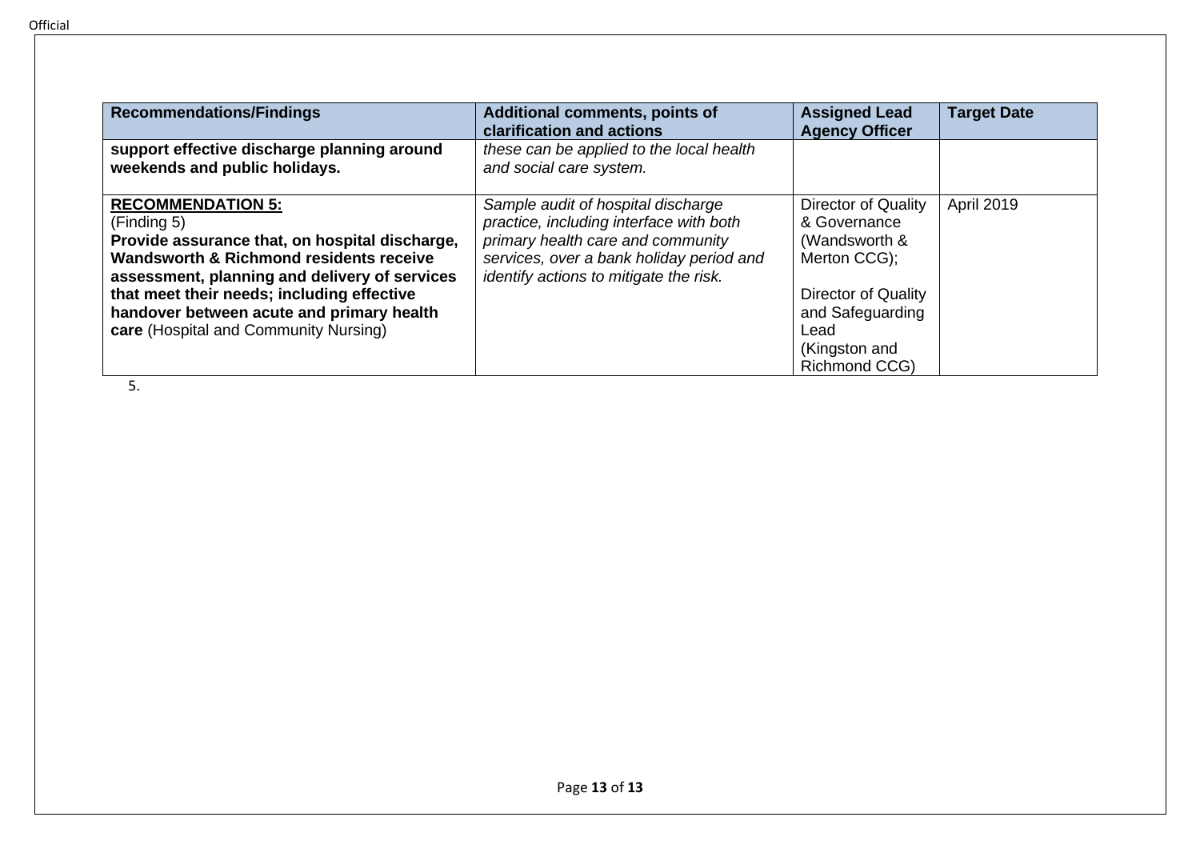| Recommendations/Findings | Additional comments, points of clarification and actions | Assigned Lead Agency Officer | Target Date |
|---|---|---|---|
| **support effective discharge planning around weekends and public holidays.** | *these can be applied to the local health and social care system.* | | |
| **<u>RECOMMENDATION 5:</u>** (Finding 5) **Provide assurance that, on hospital discharge, Wandsworth & Richmond residents receive assessment, planning and delivery of services that meet their needs; including effective handover between acute and primary health care** (Hospital and Community Nursing) | *Sample audit of hospital discharge practice, including interface with both primary health care and community services, over a bank holiday period and identify actions to mitigate the risk.* | Director of Quality & Governance (Wandsworth & Merton CCG); Director of Quality and Safeguarding Lead (Kingston and Richmond CCG) | April 2019 |

5.